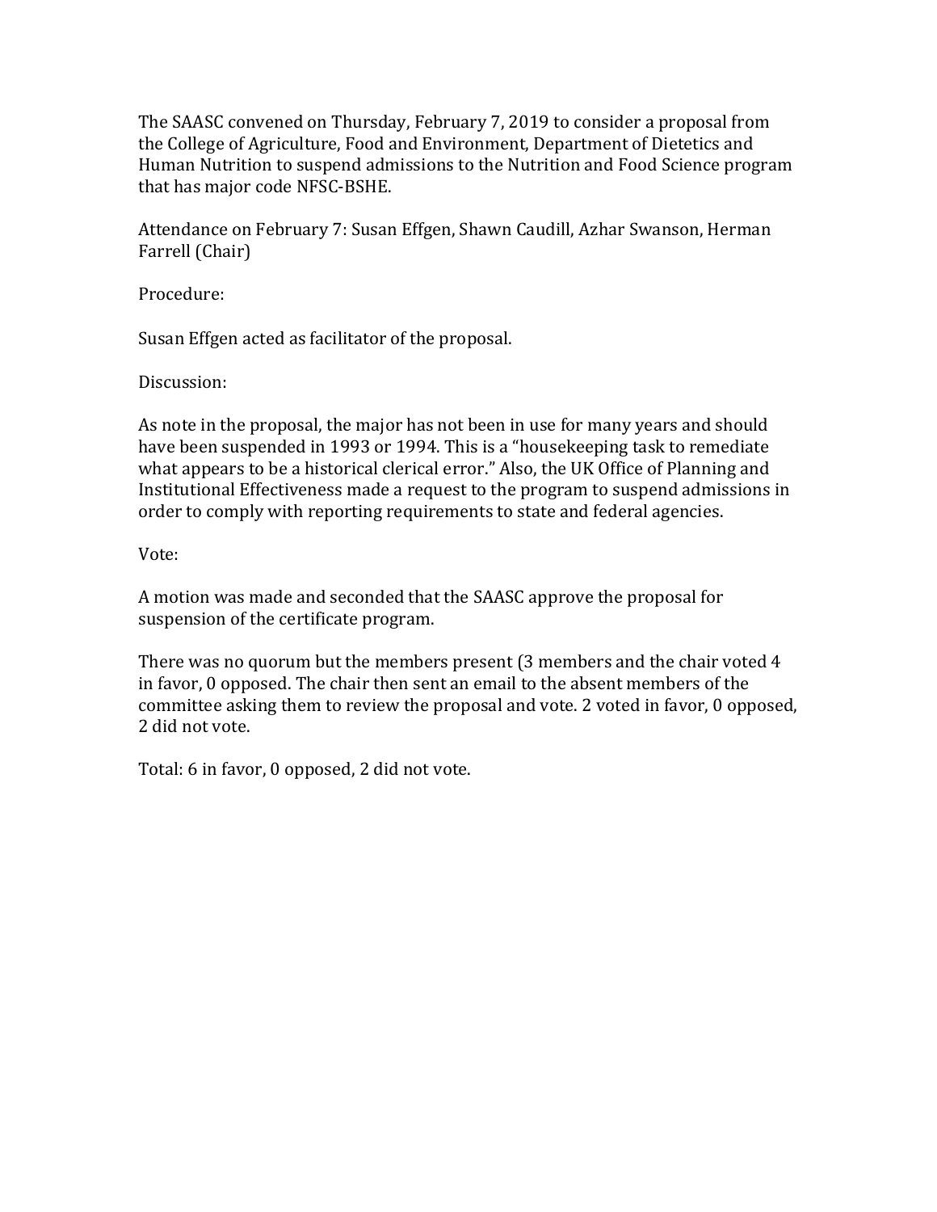The SAASC convened on Thursday, February 7, 2019 to consider a proposal from the College of Agriculture, Food and Environment, Department of Dietetics and Human Nutrition to suspend admissions to the Nutrition and Food Science program that has major code NFSC-BSHE.

Attendance on February 7: Susan Effgen, Shawn Caudill, Azhar Swanson, Herman Farrell (Chair)

Procedure:

Susan Effgen acted as facilitator of the proposal.

Discussion:

As note in the proposal, the major has not been in use for many years and should have been suspended in 1993 or 1994. This is a "housekeeping task to remediate what appears to be a historical clerical error." Also, the UK Office of Planning and Institutional Effectiveness made a request to the program to suspend admissions in order to comply with reporting requirements to state and federal agencies.

Vote:

A motion was made and seconded that the SAASC approve the proposal for suspension of the certificate program.

There was no quorum but the members present (3 members and the chair voted 4 in favor, 0 opposed. The chair then sent an email to the absent members of the committee asking them to review the proposal and vote. 2 voted in favor, 0 opposed, 2 did not vote.

Total: 6 in favor, 0 opposed, 2 did not vote.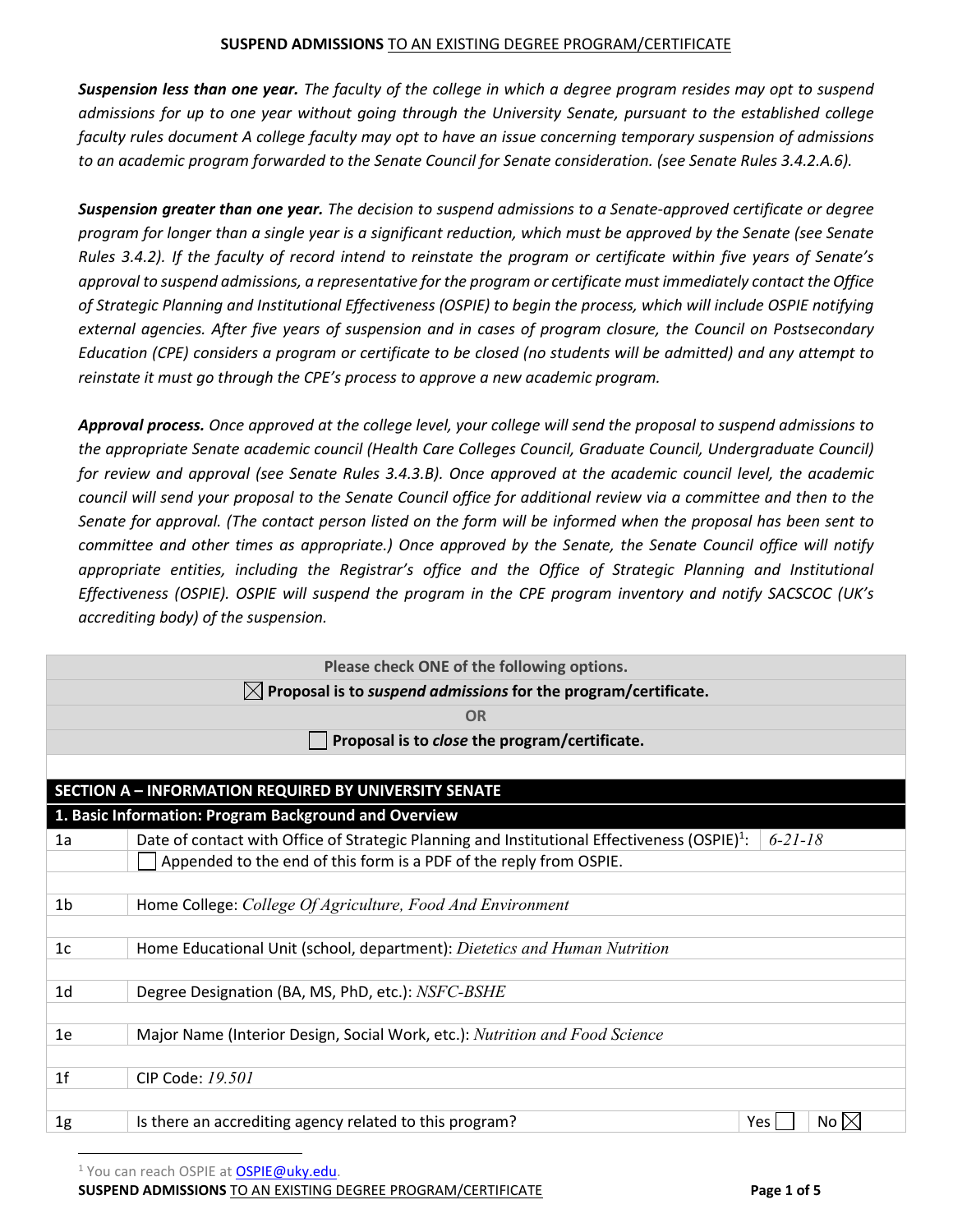## SUSPEND ADMISSIONS TO AN EXISTING DEGREE PROGRAM/CERTIFICATE

***Suspension less than one year.*** *The faculty of the college in which a degree program resides may opt to suspend admissions for up to one year without going through the University Senate, pursuant to the established college faculty rules document A college faculty may opt to have an issue concerning temporary suspension of admissions to an academic program forwarded to the Senate Council for Senate consideration. (see Senate Rules 3.4.2.A.6).*

***Suspension greater than one year.*** *The decision to suspend admissions to a Senate-approved certificate or degree program for longer than a single year is a significant reduction, which must be approved by the Senate (see Senate Rules 3.4.2). If the faculty of record intend to reinstate the program or certificate within five years of Senate's approval to suspend admissions, a representative for the program or certificate must immediately contact the Office of Strategic Planning and Institutional Effectiveness (OSPIE) to begin the process, which will include OSPIE notifying external agencies. After five years of suspension and in cases of program closure, the Council on Postsecondary Education (CPE) considers a program or certificate to be closed (no students will be admitted) and any attempt to reinstate it must go through the CPE's process to approve a new academic program.*

***Approval process.*** *Once approved at the college level, your college will send the proposal to suspend admissions to the appropriate Senate academic council (Health Care Colleges Council, Graduate Council, Undergraduate Council) for review and approval (see Senate Rules 3.4.3.B). Once approved at the academic council level, the academic council will send your proposal to the Senate Council office for additional review via a committee and then to the Senate for approval. (The contact person listed on the form will be informed when the proposal has been sent to committee and other times as appropriate.) Once approved by the Senate, the Senate Council office will notify appropriate entities, including the Registrar's office and the Office of Strategic Planning and Institutional Effectiveness (OSPIE). OSPIE will suspend the program in the CPE program inventory and notify SACSCOC (UK's accrediting body) of the suspension.*

**Please check ONE of the following options.**

☒ **Proposal is to *suspend admissions* for the program/certificate.**

**OR**

☐ **Proposal is to *close* the program/certificate.**

### SECTION A – INFORMATION REQUIRED BY UNIVERSITY SENATE

#### 1. Basic Information: Program Background and Overview

| | | |
|---|---|---|
| 1a | Date of contact with Office of Strategic Planning and Institutional Effectiveness (OSPIE)[1]: | *6-21-18* |
| | ☐ Appended to the end of this form is a PDF of the reply from OSPIE. | |
| 1b | Home College: *College Of Agriculture, Food And Environment* | |
| 1c | Home Educational Unit (school, department): *Dietetics and Human Nutrition* | |
| 1d | Degree Designation (BA, MS, PhD, etc.): *NSFC-BSHE* | |
| 1e | Major Name (Interior Design, Social Work, etc.): *Nutrition and Food Science* | |
| 1f | CIP Code: *19.501* | |
| 1g | Is there an accrediting agency related to this program? | Yes ☐ No ☒ |

[1] You can reach OSPIE at OSPIE@uky.edu.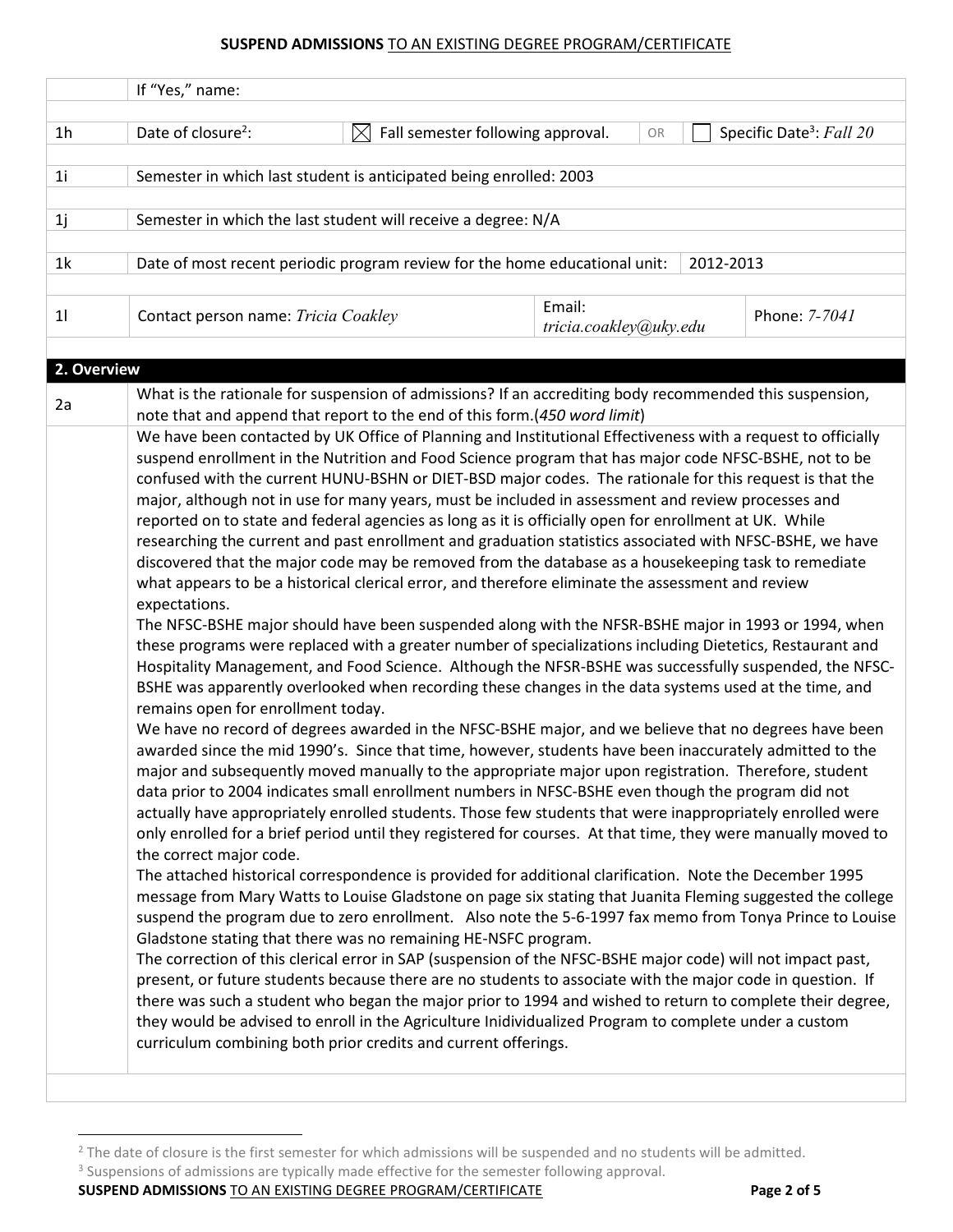| | If "Yes," name: | | | | | |
|---|---|---|---|---|---|---|
| 1h | Date of closure[2]: | ☒ Fall semester following approval. | | OR | ☐ | Specific Date[3]: *Fall 20* |
| 1i | Semester in which last student is anticipated being enrolled: 2003 | | | | | |
| 1j | Semester in which the last student will receive a degree: N/A | | | | | |
| 1k | Date of most recent periodic program review for the home educational unit: | | | | 2012-2013 | |
| 1l | Contact person name: *Tricia Coakley* | | Email: *tricia.coakley@uky.edu* | | | Phone: *7-7041* |

## 2. Overview

| | |
|---|---|
| 2a | What is the rationale for suspension of admissions? If an accrediting body recommended this suspension, note that and append that report to the end of this form.(*450 word limit*) |

We have been contacted by UK Office of Planning and Institutional Effectiveness with a request to officially suspend enrollment in the Nutrition and Food Science program that has major code NFSC-BSHE, not to be confused with the current HUNU-BSHN or DIET-BSD major codes. The rationale for this request is that the major, although not in use for many years, must be included in assessment and review processes and reported on to state and federal agencies as long as it is officially open for enrollment at UK. While researching the current and past enrollment and graduation statistics associated with NFSC-BSHE, we have discovered that the major code may be removed from the database as a housekeeping task to remediate what appears to be a historical clerical error, and therefore eliminate the assessment and review expectations.

The NFSC-BSHE major should have been suspended along with the NFSR-BSHE major in 1993 or 1994, when these programs were replaced with a greater number of specializations including Dietetics, Restaurant and Hospitality Management, and Food Science. Although the NFSR-BSHE was successfully suspended, the NFSC-BSHE was apparently overlooked when recording these changes in the data systems used at the time, and remains open for enrollment today.

We have no record of degrees awarded in the NFSC-BSHE major, and we believe that no degrees have been awarded since the mid 1990's. Since that time, however, students have been inaccurately admitted to the major and subsequently moved manually to the appropriate major upon registration. Therefore, student data prior to 2004 indicates small enrollment numbers in NFSC-BSHE even though the program did not actually have appropriately enrolled students. Those few students that were inappropriately enrolled were only enrolled for a brief period until they registered for courses. At that time, they were manually moved to the correct major code.

The attached historical correspondence is provided for additional clarification. Note the December 1995 message from Mary Watts to Louise Gladstone on page six stating that Juanita Fleming suggested the college suspend the program due to zero enrollment. Also note the 5-6-1997 fax memo from Tonya Prince to Louise Gladstone stating that there was no remaining HE-NSFC program.

The correction of this clerical error in SAP (suspension of the NFSC-BSHE major code) will not impact past, present, or future students because there are no students to associate with the major code in question. If there was such a student who began the major prior to 1994 and wished to return to complete their degree, they would be advised to enroll in the Agriculture Inidividualized Program to complete under a custom curriculum combining both prior credits and current offerings.

[2] The date of closure is the first semester for which admissions will be suspended and no students will be admitted.

[3] Suspensions of admissions are typically made effective for the semester following approval.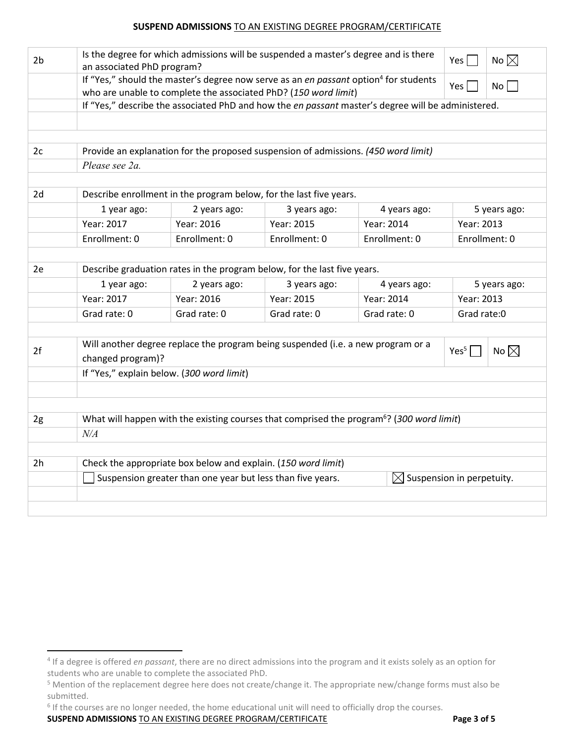| | | | | | | |
|---|---|---|---|---|---|---|
| 2b | Is the degree for which admissions will be suspended a master's degree and is there an associated PhD program? | | | | Yes ☐ | No ☒ |
| | If "Yes," should the master's degree now serve as an *en passant* option[4] for students who are unable to complete the associated PhD? (*150 word limit*) | | | | Yes ☐ | No ☐ |
| | If "Yes," describe the associated PhD and how the *en passant* master's degree will be administered. | | | | | |
| | | | | | | |
| 2c | Provide an explanation for the proposed suspension of admissions. *(450 word limit)* | | | | | |
| | *Please see 2a.* | | | | | |
| 2d | Describe enrollment in the program below, for the last five years. | | | | | |
| | 1 year ago: | 2 years ago: | 3 years ago: | 4 years ago: | 5 years ago: | |
| | Year: 2017 | Year: 2016 | Year: 2015 | Year: 2014 | Year: 2013 | |
| | Enrollment: 0 | Enrollment: 0 | Enrollment: 0 | Enrollment: 0 | Enrollment: 0 | |
| 2e | Describe graduation rates in the program below, for the last five years. | | | | | |
| | 1 year ago: | 2 years ago: | 3 years ago: | 4 years ago: | 5 years ago: | |
| | Year: 2017 | Year: 2016 | Year: 2015 | Year: 2014 | Year: 2013 | |
| | Grad rate: 0 | Grad rate: 0 | Grad rate: 0 | Grad rate: 0 | Grad rate:0 | |
| 2f | Will another degree replace the program being suspended (i.e. a new program or a changed program)? | | | | Yes[5] ☐ | No ☒ |
| | If "Yes," explain below. (*300 word limit*) | | | | | |
| | | | | | | |
| 2g | What will happen with the existing courses that comprised the program[6]? (*300 word limit*) | | | | | |
| | *N/A* | | | | | |
| 2h | Check the appropriate box below and explain. (*150 word limit*) | | | | | |
| | ☐ Suspension greater than one year but less than five years. | | | ☒ Suspension in perpetuity. | | |
| | | | | | | |

[4] If a degree is offered *en passant*, there are no direct admissions into the program and it exists solely as an option for students who are unable to complete the associated PhD.

[5] Mention of the replacement degree here does not create/change it. The appropriate new/change forms must also be submitted.

[6] If the courses are no longer needed, the home educational unit will need to officially drop the courses.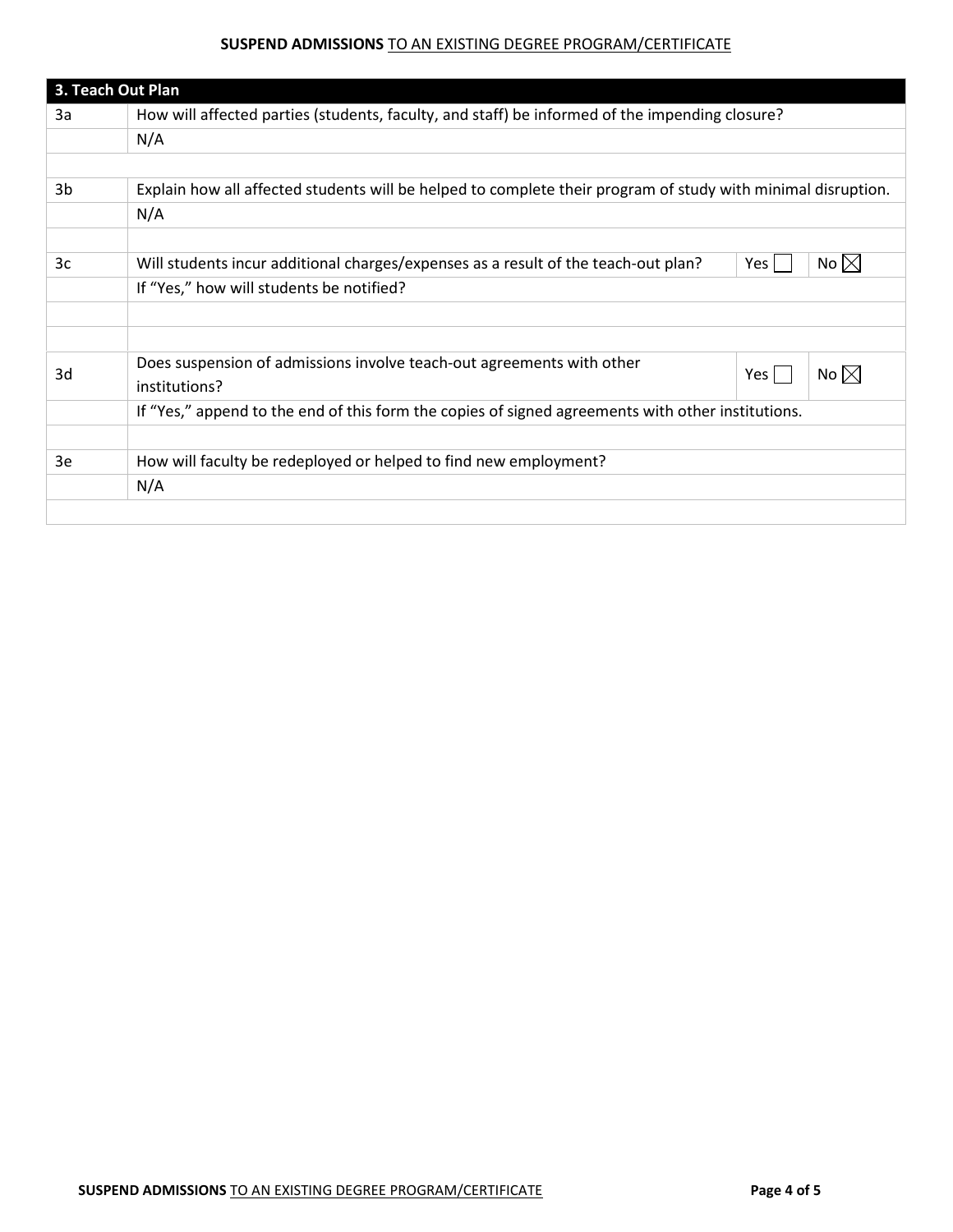| 3. Teach Out Plan | | | |
|---|---|---|---|
| 3a | How will affected parties (students, faculty, and staff) be informed of the impending closure? | | |
| | N/A | | |
| | | | |
| 3b | Explain how all affected students will be helped to complete their program of study with minimal disruption. | | |
| | N/A | | |
| | | | |
| 3c | Will students incur additional charges/expenses as a result of the teach-out plan? | Yes ☐ | No ☒ |
| | If "Yes," how will students be notified? | | |
| | | | |
| | | | |
| 3d | Does suspension of admissions involve teach-out agreements with other institutions? | Yes ☐ | No ☒ |
| | If "Yes," append to the end of this form the copies of signed agreements with other institutions. | | |
| | | | |
| 3e | How will faculty be redeployed or helped to find new employment? | | |
| | N/A | | |
| | | | |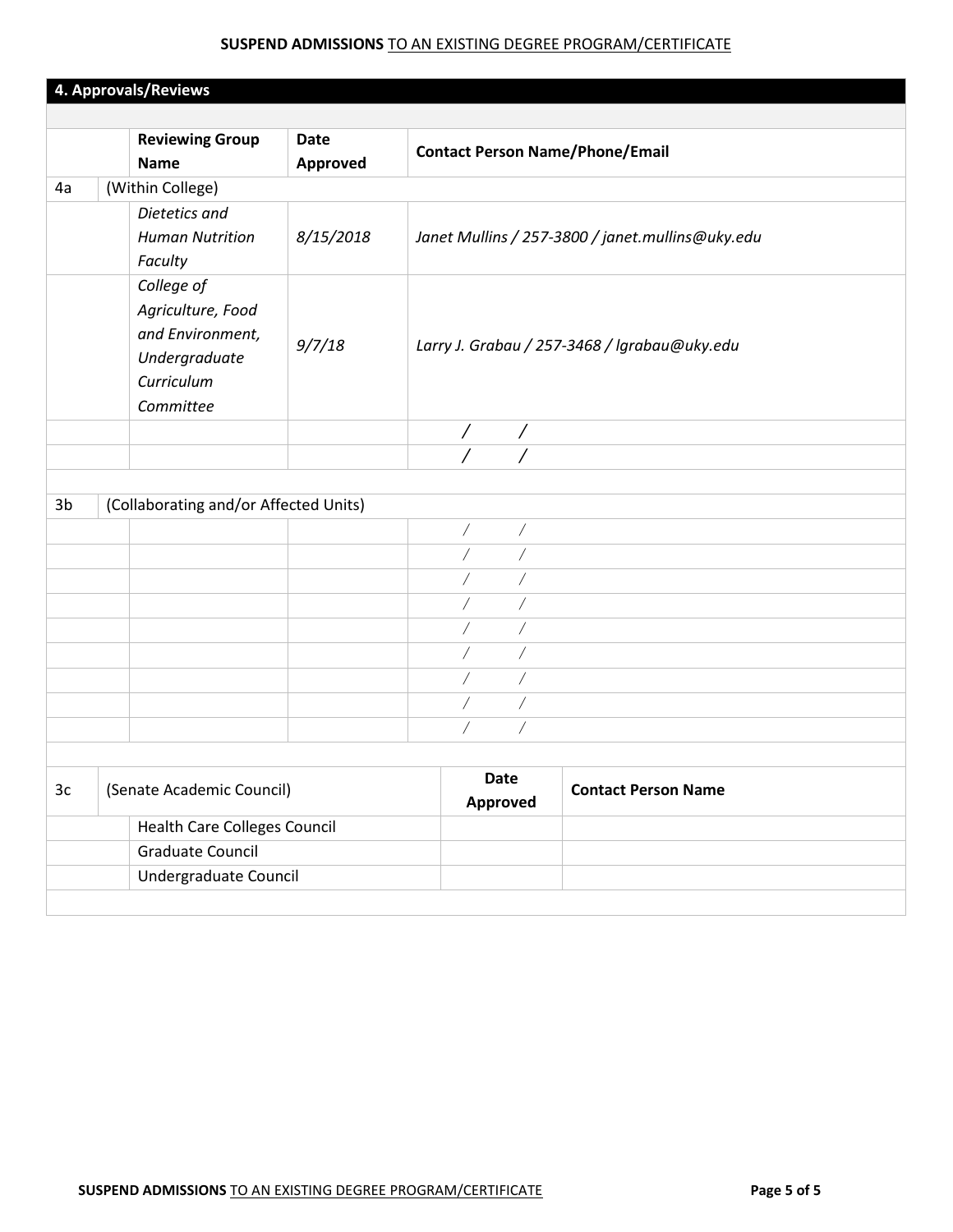## 4. Approvals/Reviews

| | Reviewing Group Name | Date Approved | Contact Person Name/Phone/Email |
|---|---|---|---|
| 4a | (Within College) | | |
| | *Dietetics and Human Nutrition Faculty* | *8/15/2018* | *Janet Mullins / 257-3800 / janet.mullins@uky.edu* |
| | *College of Agriculture, Food and Environment, Undergraduate Curriculum Committee* | *9/7/18* | *Larry J. Grabau / 257-3468 / lgrabau@uky.edu* |
| | | | / / |
| | | | / / |
| 3b | (Collaborating and/or Affected Units) | | |
| | | | / / |
| | | | / / |
| | | | / / |
| | | | / / |
| | | | / / |
| | | | / / |
| | | | / / |
| | | | / / |
| | | | / / |

| | (Senate Academic Council) | Date Approved | Contact Person Name |
|---|---|---|---|
| 3c | Health Care Colleges Council | | |
| | Graduate Council | | |
| | Undergraduate Council | | |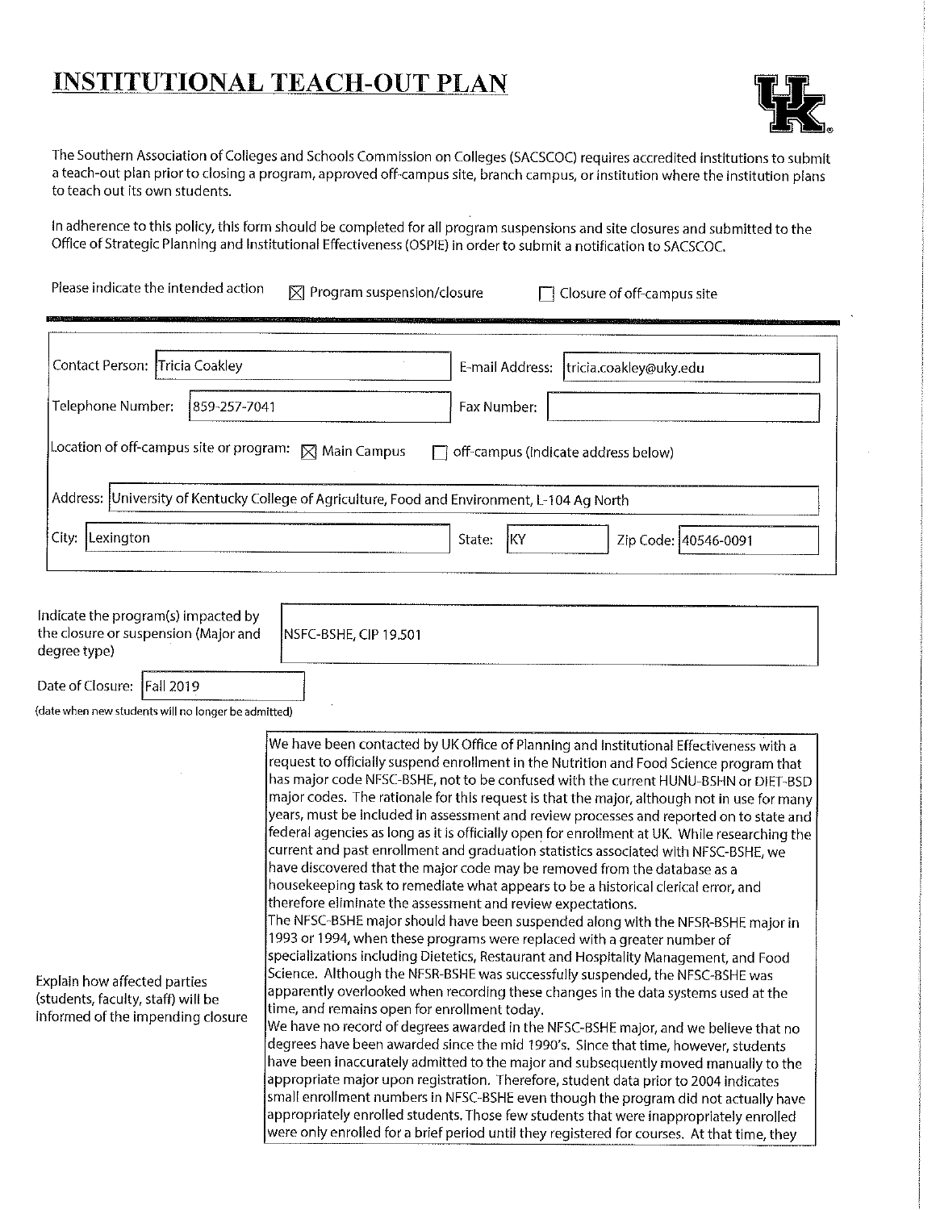# INSTITUTIONAL TEACH-OUT PLAN

The Southern Association of Colleges and Schools Commission on Colleges (SACSCOC) requires accredited institutions to submit a teach-out plan prior to closing a program, approved off-campus site, branch campus, or institution where the institution plans to teach out its own students.

In adherence to this policy, this form should be completed for all program suspensions and site closures and submitted to the Office of Strategic Planning and Institutional Effectiveness (OSPIE) in order to submit a notification to SACSCOC.

Please indicate the intended action ☒ Program suspension/closure ☐ Closure of off-campus site

| | | | |
|---|---|---|---|
| Contact Person: | Tricia Coakley | E-mail Address: | tricia.coakley@uky.edu |
| Telephone Number: | 859-257-7041 | Fax Number: | |

Location of off-campus site or program: ☒ Main Campus ☐ off-campus (indicate address below)

Address: University of Kentucky College of Agriculture, Food and Environment, L-104 Ag North

City: Lexington State: KY Zip Code: 40546-0091

Indicate the program(s) impacted by the closure or suspension (Major and degree type): NSFC-BSHE, CIP 19.501

Date of Closure: Fall 2019
(date when new students will no longer be admitted)

Explain how affected parties (students, faculty, staff) will be informed of the impending closure:

We have been contacted by UK Office of Planning and Institutional Effectiveness with a request to officially suspend enrollment in the Nutrition and Food Science program that has major code NFSC-BSHE, not to be confused with the current HUNU-BSHN or DIET-BSD major codes. The rationale for this request is that the major, although not in use for many years, must be included in assessment and review processes and reported on to state and federal agencies as long as it is officially open for enrollment at UK. While researching the current and past enrollment and graduation statistics associated with NFSC-BSHE, we have discovered that the major code may be removed from the database as a housekeeping task to remediate what appears to be a historical clerical error, and therefore eliminate the assessment and review expectations.

The NFSC-BSHE major should have been suspended along with the NFSR-BSHE major in 1993 or 1994, when these programs were replaced with a greater number of specializations including Dietetics, Restaurant and Hospitality Management, and Food Science. Although the NFSR-BSHE was successfully suspended, the NFSC-BSHE was apparently overlooked when recording these changes in the data systems used at the time, and remains open for enrollment today.

We have no record of degrees awarded in the NFSC-BSHE major, and we believe that no degrees have been awarded since the mid 1990's. Since that time, however, students have been inaccurately admitted to the major and subsequently moved manually to the appropriate major upon registration. Therefore, student data prior to 2004 indicates small enrollment numbers in NFSC-BSHE even though the program did not actually have appropriately enrolled students. Those few students that were inappropriately enrolled were only enrolled for a brief period until they registered for courses. At that time, they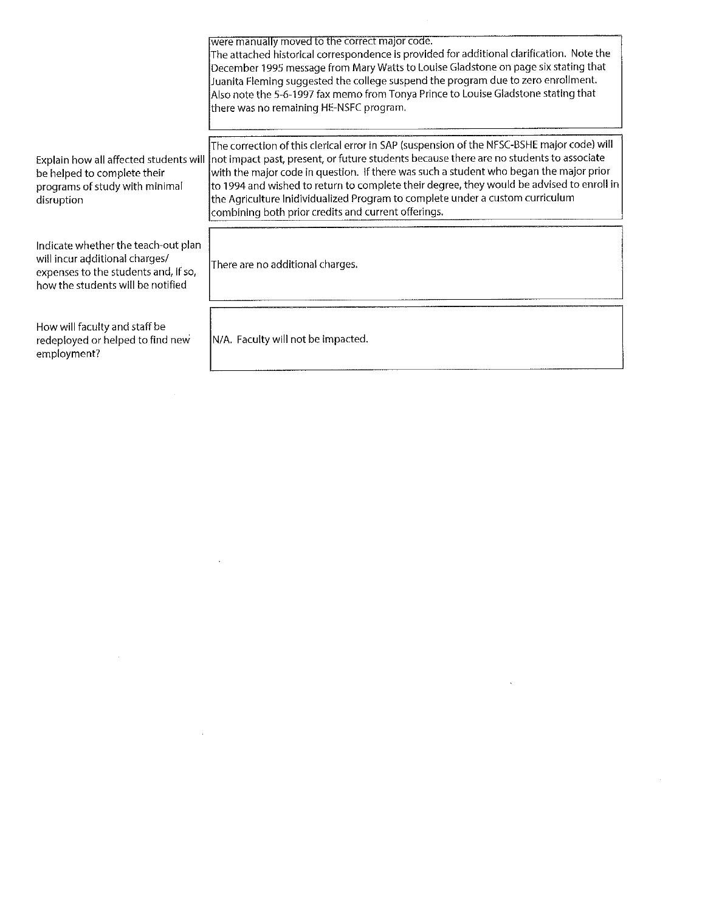| | |
|---|---|
| | were manually moved to the correct major code. The attached historical correspondence is provided for additional clarification. Note the December 1995 message from Mary Watts to Louise Gladstone on page six stating that Juanita Fleming suggested the college suspend the program due to zero enrollment. Also note the 5-6-1997 fax memo from Tonya Prince to Louise Gladstone stating that there was no remaining HE-NSFC program. |
| Explain how all affected students will be helped to complete their programs of study with minimal disruption | The correction of this clerical error in SAP (suspension of the NFSC-BSHE major code) will not impact past, present, or future students because there are no students to associate with the major code in question. If there was such a student who began the major prior to 1994 and wished to return to complete their degree, they would be advised to enroll in the Agriculture Inidividualized Program to complete under a custom curriculum combining both prior credits and current offerings. |
| Indicate whether the teach-out plan will incur additional charges/ expenses to the students and, if so, how the students will be notified | There are no additional charges. |
| How will faculty and staff be redeployed or helped to find new employment? | N/A. Faculty will not be impacted. |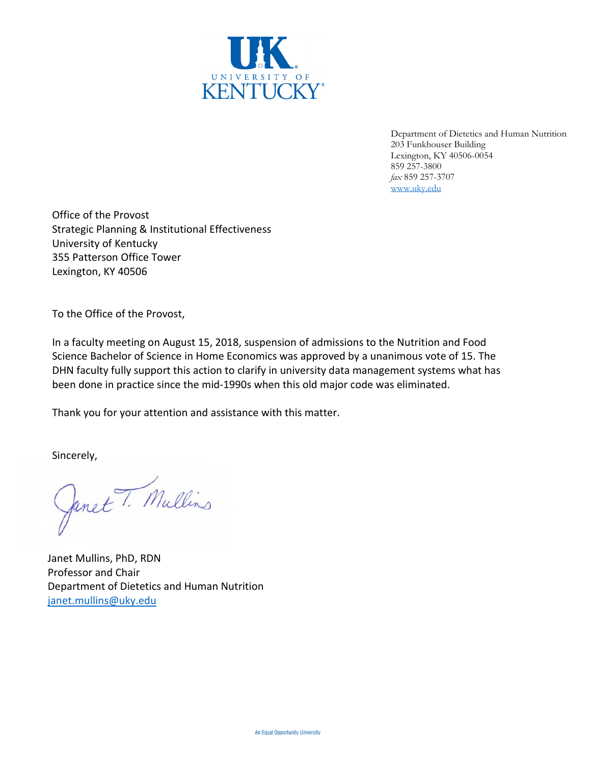UNIVERSITY OF KENTUCKY

Department of Dietetics and Human Nutrition
203 Funkhouser Building
Lexington, KY 40506-0054
859 257-3800
*fax* 859 257-3707
www.uky.edu

Office of the Provost
Strategic Planning & Institutional Effectiveness
University of Kentucky
355 Patterson Office Tower
Lexington, KY 40506

To the Office of the Provost,

In a faculty meeting on August 15, 2018, suspension of admissions to the Nutrition and Food Science Bachelor of Science in Home Economics was approved by a unanimous vote of 15. The DHN faculty fully support this action to clarify in university data management systems what has been done in practice since the mid-1990s when this old major code was eliminated.

Thank you for your attention and assistance with this matter.

Sincerely,

Janet T. Mullins

Janet Mullins, PhD, RDN
Professor and Chair
Department of Dietetics and Human Nutrition
janet.mullins@uky.edu

An Equal Opportunity University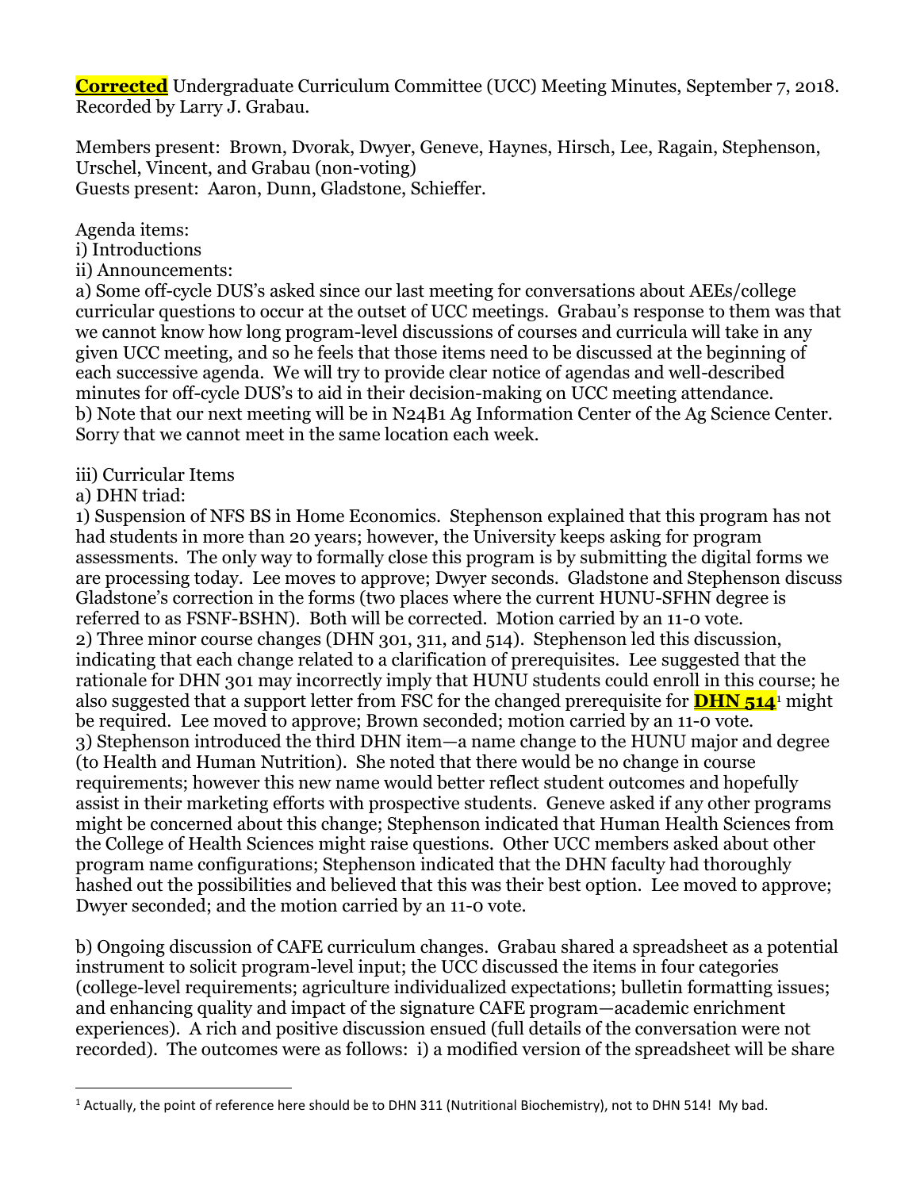**Corrected** Undergraduate Curriculum Committee (UCC) Meeting Minutes, September 7, 2018. Recorded by Larry J. Grabau.

Members present: Brown, Dvorak, Dwyer, Geneve, Haynes, Hirsch, Lee, Ragain, Stephenson, Urschel, Vincent, and Grabau (non-voting)
Guests present: Aaron, Dunn, Gladstone, Schieffer.

Agenda items:
i) Introductions
ii) Announcements:
a) Some off-cycle DUS's asked since our last meeting for conversations about AEEs/college curricular questions to occur at the outset of UCC meetings. Grabau's response to them was that we cannot know how long program-level discussions of courses and curricula will take in any given UCC meeting, and so he feels that those items need to be discussed at the beginning of each successive agenda. We will try to provide clear notice of agendas and well-described minutes for off-cycle DUS's to aid in their decision-making on UCC meeting attendance.
b) Note that our next meeting will be in N24B1 Ag Information Center of the Ag Science Center. Sorry that we cannot meet in the same location each week.

iii) Curricular Items
a) DHN triad:
1) Suspension of NFS BS in Home Economics. Stephenson explained that this program has not had students in more than 20 years; however, the University keeps asking for program assessments. The only way to formally close this program is by submitting the digital forms we are processing today. Lee moves to approve; Dwyer seconds. Gladstone and Stephenson discuss Gladstone's correction in the forms (two places where the current HUNU-SFHN degree is referred to as FSNF-BSHN). Both will be corrected. Motion carried by an 11-0 vote.
2) Three minor course changes (DHN 301, 311, and 514). Stephenson led this discussion, indicating that each change related to a clarification of prerequisites. Lee suggested that the rationale for DHN 301 may incorrectly imply that HUNU students could enroll in this course; he also suggested that a support letter from FSC for the changed prerequisite for **DHN 514**[1] might be required. Lee moved to approve; Brown seconded; motion carried by an 11-0 vote.
3) Stephenson introduced the third DHN item—a name change to the HUNU major and degree (to Health and Human Nutrition). She noted that there would be no change in course requirements; however this new name would better reflect student outcomes and hopefully assist in their marketing efforts with prospective students. Geneve asked if any other programs might be concerned about this change; Stephenson indicated that Human Health Sciences from the College of Health Sciences might raise questions. Other UCC members asked about other program name configurations; Stephenson indicated that the DHN faculty had thoroughly hashed out the possibilities and believed that this was their best option. Lee moved to approve; Dwyer seconded; and the motion carried by an 11-0 vote.

b) Ongoing discussion of CAFE curriculum changes. Grabau shared a spreadsheet as a potential instrument to solicit program-level input; the UCC discussed the items in four categories (college-level requirements; agriculture individualized expectations; bulletin formatting issues; and enhancing quality and impact of the signature CAFE program—academic enrichment experiences). A rich and positive discussion ensued (full details of the conversation were not recorded). The outcomes were as follows: i) a modified version of the spreadsheet will be share

[1] Actually, the point of reference here should be to DHN 311 (Nutritional Biochemistry), not to DHN 514! My bad.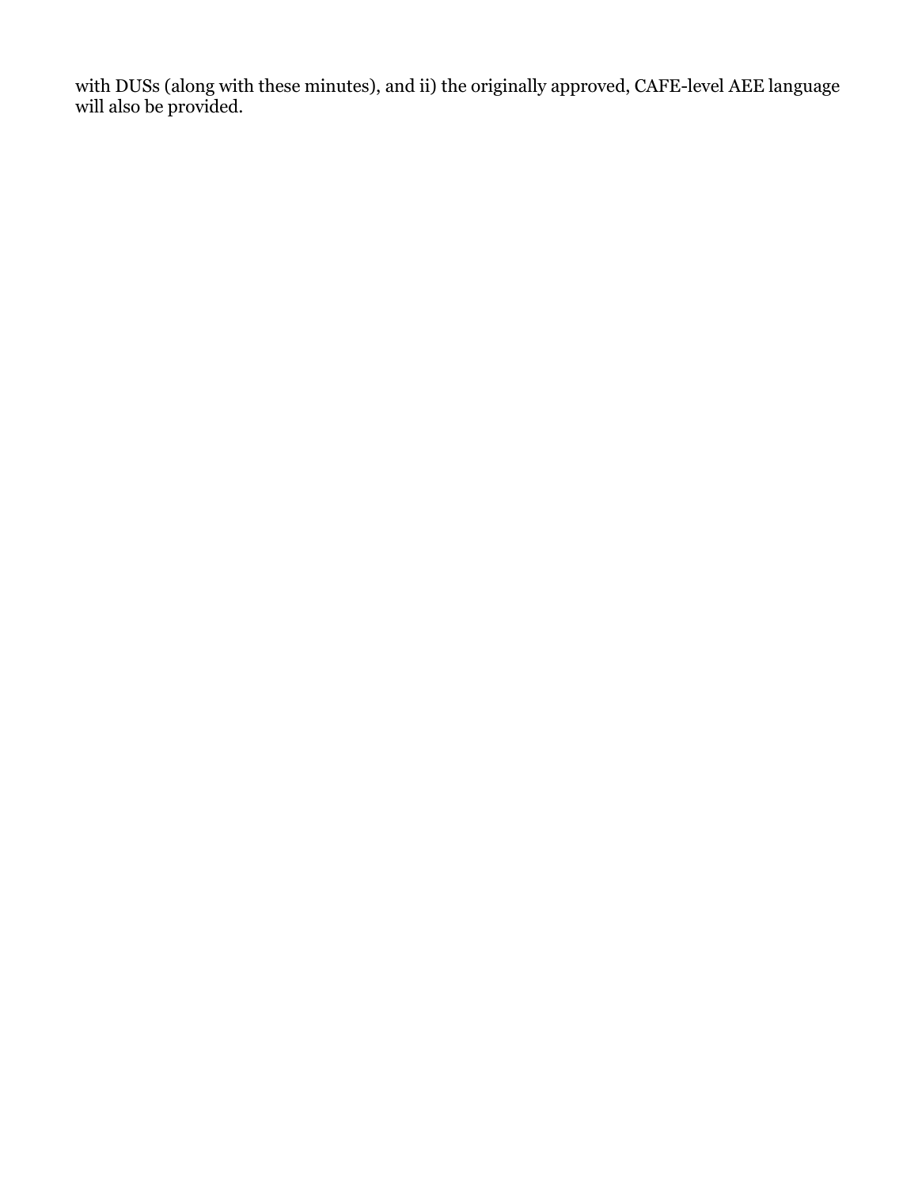with DUSs (along with these minutes), and ii) the originally approved, CAFE-level AEE language will also be provided.